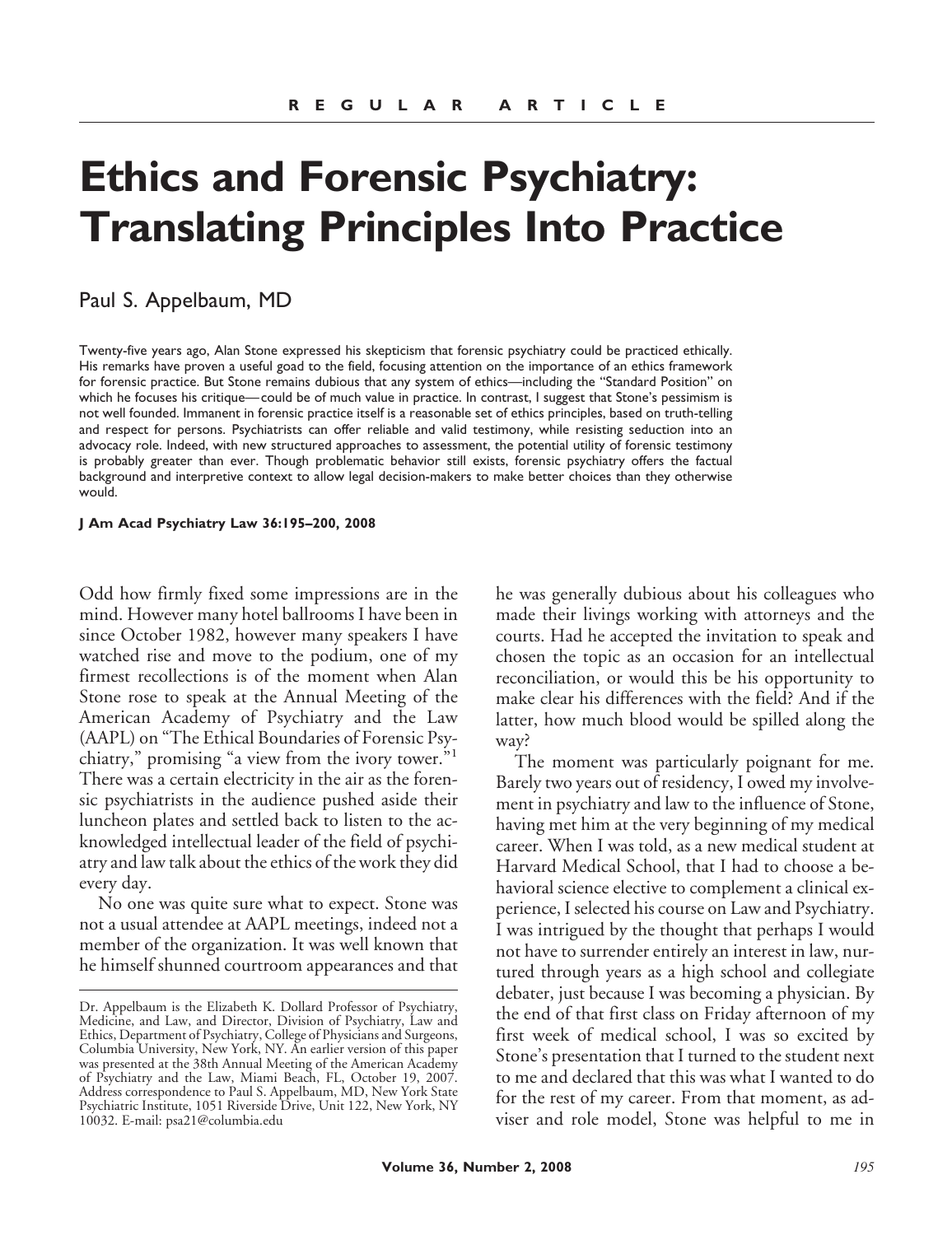REGULAR ARTICLE

# Ethics and Forensic Psychiatry: Translating Principles Into Practice

Paul S. Appelbaum, MD

Twenty-five years ago, Alan Stone expressed his skepticism that forensic psychiatry could be practiced ethically. His remarks have proven a useful goad to the field, focusing attention on the importance of an ethics framework for forensic practice. But Stone remains dubious that any system of ethics—including the "Standard Position" on which he focuses his critique—could be of much value in practice. In contrast, I suggest that Stone's pessimism is not well founded. Immanent in forensic practice itself is a reasonable set of ethics principles, based on truth-telling and respect for persons. Psychiatrists can offer reliable and valid testimony, while resisting seduction into an advocacy role. Indeed, with new structured approaches to assessment, the potential utility of forensic testimony is probably greater than ever. Though problematic behavior still exists, forensic psychiatry offers the factual background and interpretive context to allow legal decision-makers to make better choices than they otherwise would.

**J Am Acad Psychiatry Law 36:195–200, 2008**

Odd how firmly fixed some impressions are in the mind. However many hotel ballrooms I have been in since October 1982, however many speakers I have watched rise and move to the podium, one of my firmest recollections is of the moment when Alan Stone rose to speak at the Annual Meeting of the American Academy of Psychiatry and the Law (AAPL) on "The Ethical Boundaries of Forensic Psychiatry," promising "a view from the ivory tower."[1] There was a certain electricity in the air as the forensic psychiatrists in the audience pushed aside their luncheon plates and settled back to listen to the acknowledged intellectual leader of the field of psychiatry and law talk about the ethics of the work they did every day.

No one was quite sure what to expect. Stone was not a usual attendee at AAPL meetings, indeed not a member of the organization. It was well known that he himself shunned courtroom appearances and that he was generally dubious about his colleagues who made their livings working with attorneys and the courts. Had he accepted the invitation to speak and chosen the topic as an occasion for an intellectual reconciliation, or would this be his opportunity to make clear his differences with the field? And if the latter, how much blood would be spilled along the way?

The moment was particularly poignant for me. Barely two years out of residency, I owed my involvement in psychiatry and law to the influence of Stone, having met him at the very beginning of my medical career. When I was told, as a new medical student at Harvard Medical School, that I had to choose a behavioral science elective to complement a clinical experience, I selected his course on Law and Psychiatry. I was intrigued by the thought that perhaps I would not have to surrender entirely an interest in law, nurtured through years as a high school and collegiate debater, just because I was becoming a physician. By the end of that first class on Friday afternoon of my first week of medical school, I was so excited by Stone's presentation that I turned to the student next to me and declared that this was what I wanted to do for the rest of my career. From that moment, as adviser and role model, Stone was helpful to me in

Dr. Appelbaum is the Elizabeth K. Dollard Professor of Psychiatry, Medicine, and Law, and Director, Division of Psychiatry, Law and Ethics, Department of Psychiatry, College of Physicians and Surgeons, Columbia University, New York, NY. An earlier version of this paper was presented at the 38th Annual Meeting of the American Academy of Psychiatry and the Law, Miami Beach, FL, October 19, 2007. Address correspondence to Paul S. Appelbaum, MD, New York State Psychiatric Institute, 1051 Riverside Drive, Unit 122, New York, NY 10032. E-mail: psa21@columbia.edu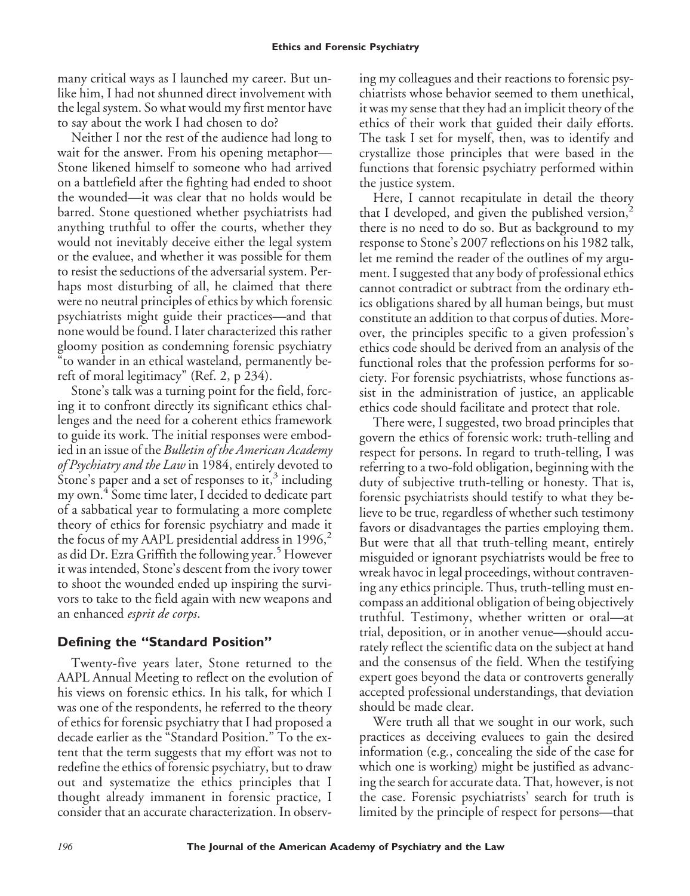many critical ways as I launched my career. But unlike him, I had not shunned direct involvement with the legal system. So what would my first mentor have to say about the work I had chosen to do?

Neither I nor the rest of the audience had long to wait for the answer. From his opening metaphor—Stone likened himself to someone who had arrived on a battlefield after the fighting had ended to shoot the wounded—it was clear that no holds would be barred. Stone questioned whether psychiatrists had anything truthful to offer the courts, whether they would not inevitably deceive either the legal system or the evaluee, and whether it was possible for them to resist the seductions of the adversarial system. Perhaps most disturbing of all, he claimed that there were no neutral principles of ethics by which forensic psychiatrists might guide their practices—and that none would be found. I later characterized this rather gloomy position as condemning forensic psychiatry "to wander in an ethical wasteland, permanently bereft of moral legitimacy" (Ref. 2, p 234).

Stone's talk was a turning point for the field, forcing it to confront directly its significant ethics challenges and the need for a coherent ethics framework to guide its work. The initial responses were embodied in an issue of the *Bulletin of the American Academy of Psychiatry and the Law* in 1984, entirely devoted to Stone's paper and a set of responses to it,[3] including my own.[4] Some time later, I decided to dedicate part of a sabbatical year to formulating a more complete theory of ethics for forensic psychiatry and made it the focus of my AAPL presidential address in 1996,[2] as did Dr. Ezra Griffith the following year.[5] However it was intended, Stone's descent from the ivory tower to shoot the wounded ended up inspiring the survivors to take to the field again with new weapons and an enhanced *esprit de corps*.

## Defining the "Standard Position"

Twenty-five years later, Stone returned to the AAPL Annual Meeting to reflect on the evolution of his views on forensic ethics. In his talk, for which I was one of the respondents, he referred to the theory of ethics for forensic psychiatry that I had proposed a decade earlier as the "Standard Position." To the extent that the term suggests that my effort was not to redefine the ethics of forensic psychiatry, but to draw out and systematize the ethics principles that I thought already immanent in forensic practice, I consider that an accurate characterization. In observing my colleagues and their reactions to forensic psychiatrists whose behavior seemed to them unethical, it was my sense that they had an implicit theory of the ethics of their work that guided their daily efforts. The task I set for myself, then, was to identify and crystallize those principles that were based in the functions that forensic psychiatry performed within the justice system.

Here, I cannot recapitulate in detail the theory that I developed, and given the published version,[2] there is no need to do so. But as background to my response to Stone's 2007 reflections on his 1982 talk, let me remind the reader of the outlines of my argument. I suggested that any body of professional ethics cannot contradict or subtract from the ordinary ethics obligations shared by all human beings, but must constitute an addition to that corpus of duties. Moreover, the principles specific to a given profession's ethics code should be derived from an analysis of the functional roles that the profession performs for society. For forensic psychiatrists, whose functions assist in the administration of justice, an applicable ethics code should facilitate and protect that role.

There were, I suggested, two broad principles that govern the ethics of forensic work: truth-telling and respect for persons. In regard to truth-telling, I was referring to a two-fold obligation, beginning with the duty of subjective truth-telling or honesty. That is, forensic psychiatrists should testify to what they believe to be true, regardless of whether such testimony favors or disadvantages the parties employing them. But were that all that truth-telling meant, entirely misguided or ignorant psychiatrists would be free to wreak havoc in legal proceedings, without contravening any ethics principle. Thus, truth-telling must encompass an additional obligation of being objectively truthful. Testimony, whether written or oral—at trial, deposition, or in another venue—should accurately reflect the scientific data on the subject at hand and the consensus of the field. When the testifying expert goes beyond the data or controverts generally accepted professional understandings, that deviation should be made clear.

Were truth all that we sought in our work, such practices as deceiving evaluees to gain the desired information (e.g., concealing the side of the case for which one is working) might be justified as advancing the search for accurate data. That, however, is not the case. Forensic psychiatrists' search for truth is limited by the principle of respect for persons—that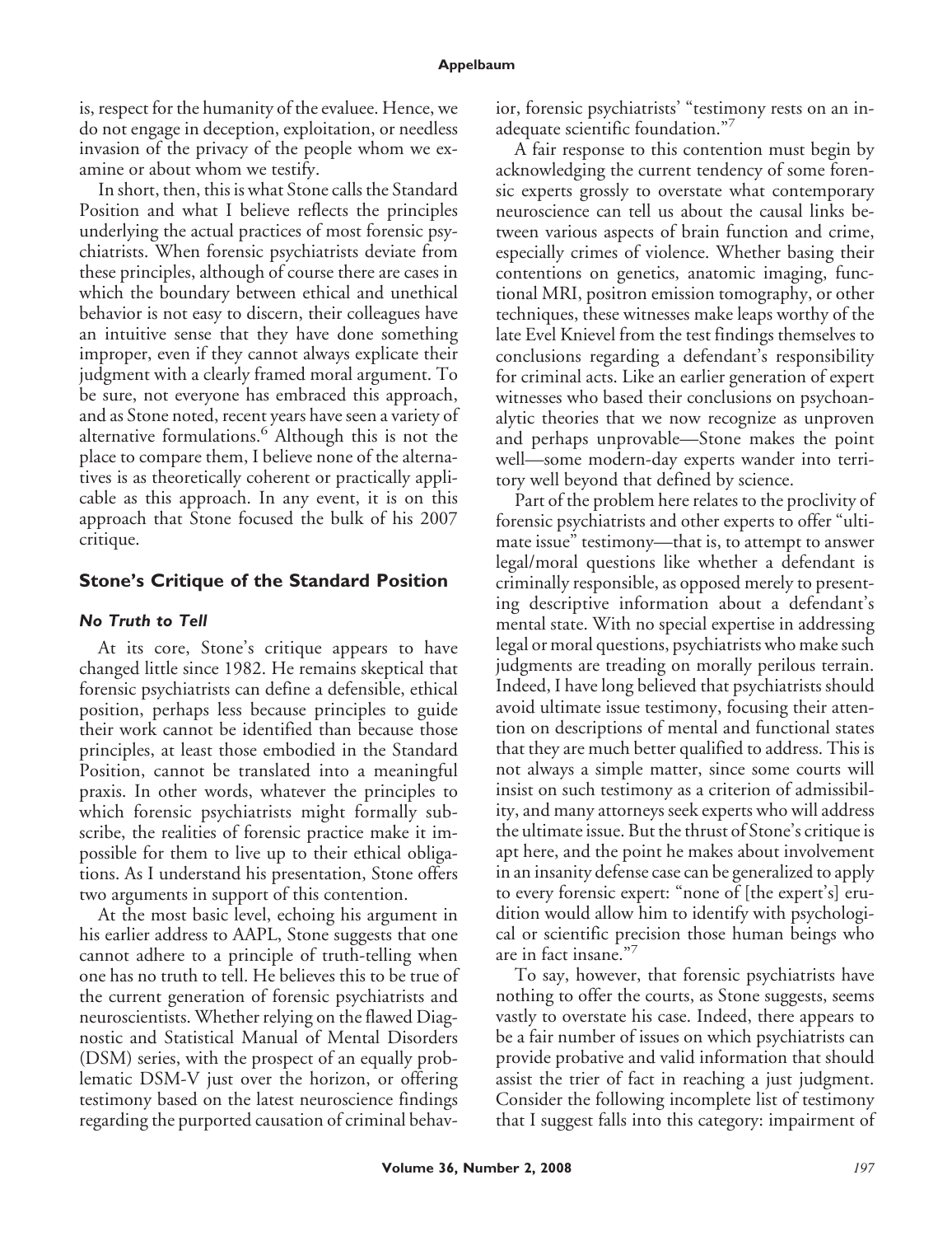is, respect for the humanity of the evaluee. Hence, we do not engage in deception, exploitation, or needless invasion of the privacy of the people whom we examine or about whom we testify.

In short, then, this is what Stone calls the Standard Position and what I believe reflects the principles underlying the actual practices of most forensic psychiatrists. When forensic psychiatrists deviate from these principles, although of course there are cases in which the boundary between ethical and unethical behavior is not easy to discern, their colleagues have an intuitive sense that they have done something improper, even if they cannot always explicate their judgment with a clearly framed moral argument. To be sure, not everyone has embraced this approach, and as Stone noted, recent years have seen a variety of alternative formulations.[6] Although this is not the place to compare them, I believe none of the alternatives is as theoretically coherent or practically applicable as this approach. In any event, it is on this approach that Stone focused the bulk of his 2007 critique.

## Stone's Critique of the Standard Position

### *No Truth to Tell*

At its core, Stone's critique appears to have changed little since 1982. He remains skeptical that forensic psychiatrists can define a defensible, ethical position, perhaps less because principles to guide their work cannot be identified than because those principles, at least those embodied in the Standard Position, cannot be translated into a meaningful praxis. In other words, whatever the principles to which forensic psychiatrists might formally subscribe, the realities of forensic practice make it impossible for them to live up to their ethical obligations. As I understand his presentation, Stone offers two arguments in support of this contention.

At the most basic level, echoing his argument in his earlier address to AAPL, Stone suggests that one cannot adhere to a principle of truth-telling when one has no truth to tell. He believes this to be true of the current generation of forensic psychiatrists and neuroscientists. Whether relying on the flawed Diagnostic and Statistical Manual of Mental Disorders (DSM) series, with the prospect of an equally problematic DSM-V just over the horizon, or offering testimony based on the latest neuroscience findings regarding the purported causation of criminal behavior, forensic psychiatrists' "testimony rests on an inadequate scientific foundation."[7]

A fair response to this contention must begin by acknowledging the current tendency of some forensic experts grossly to overstate what contemporary neuroscience can tell us about the causal links between various aspects of brain function and crime, especially crimes of violence. Whether basing their contentions on genetics, anatomic imaging, functional MRI, positron emission tomography, or other techniques, these witnesses make leaps worthy of the late Evel Knievel from the test findings themselves to conclusions regarding a defendant's responsibility for criminal acts. Like an earlier generation of expert witnesses who based their conclusions on psychoanalytic theories that we now recognize as unproven and perhaps unprovable—Stone makes the point well—some modern-day experts wander into territory well beyond that defined by science.

Part of the problem here relates to the proclivity of forensic psychiatrists and other experts to offer "ultimate issue" testimony—that is, to attempt to answer legal/moral questions like whether a defendant is criminally responsible, as opposed merely to presenting descriptive information about a defendant's mental state. With no special expertise in addressing legal or moral questions, psychiatrists who make such judgments are treading on morally perilous terrain. Indeed, I have long believed that psychiatrists should avoid ultimate issue testimony, focusing their attention on descriptions of mental and functional states that they are much better qualified to address. This is not always a simple matter, since some courts will insist on such testimony as a criterion of admissibility, and many attorneys seek experts who will address the ultimate issue. But the thrust of Stone's critique is apt here, and the point he makes about involvement in an insanity defense case can be generalized to apply to every forensic expert: "none of [the expert's] erudition would allow him to identify with psychological or scientific precision those human beings who are in fact insane."[7]

To say, however, that forensic psychiatrists have nothing to offer the courts, as Stone suggests, seems vastly to overstate his case. Indeed, there appears to be a fair number of issues on which psychiatrists can provide probative and valid information that should assist the trier of fact in reaching a just judgment. Consider the following incomplete list of testimony that I suggest falls into this category: impairment of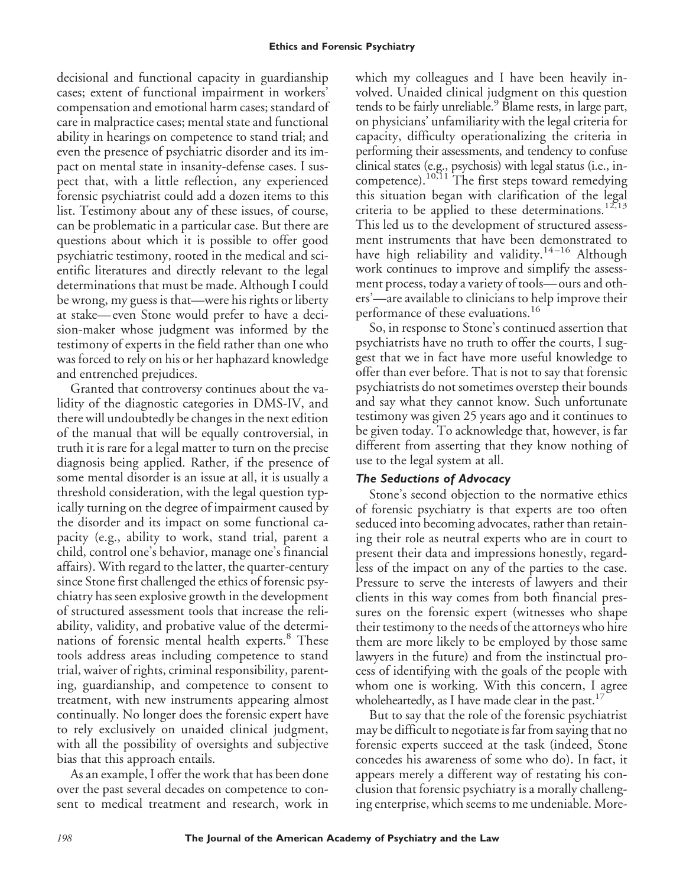decisional and functional capacity in guardianship cases; extent of functional impairment in workers' compensation and emotional harm cases; standard of care in malpractice cases; mental state and functional ability in hearings on competence to stand trial; and even the presence of psychiatric disorder and its impact on mental state in insanity-defense cases. I suspect that, with a little reflection, any experienced forensic psychiatrist could add a dozen items to this list. Testimony about any of these issues, of course, can be problematic in a particular case. But there are questions about which it is possible to offer good psychiatric testimony, rooted in the medical and scientific literatures and directly relevant to the legal determinations that must be made. Although I could be wrong, my guess is that—were his rights or liberty at stake—even Stone would prefer to have a decision-maker whose judgment was informed by the testimony of experts in the field rather than one who was forced to rely on his or her haphazard knowledge and entrenched prejudices.

Granted that controversy continues about the validity of the diagnostic categories in DMS-IV, and there will undoubtedly be changes in the next edition of the manual that will be equally controversial, in truth it is rare for a legal matter to turn on the precise diagnosis being applied. Rather, if the presence of some mental disorder is an issue at all, it is usually a threshold consideration, with the legal question typically turning on the degree of impairment caused by the disorder and its impact on some functional capacity (e.g., ability to work, stand trial, parent a child, control one's behavior, manage one's financial affairs). With regard to the latter, the quarter-century since Stone first challenged the ethics of forensic psychiatry has seen explosive growth in the development of structured assessment tools that increase the reliability, validity, and probative value of the determinations of forensic mental health experts.[8] These tools address areas including competence to stand trial, waiver of rights, criminal responsibility, parenting, guardianship, and competence to consent to treatment, with new instruments appearing almost continually. No longer does the forensic expert have to rely exclusively on unaided clinical judgment, with all the possibility of oversights and subjective bias that this approach entails.

As an example, I offer the work that has been done over the past several decades on competence to consent to medical treatment and research, work in which my colleagues and I have been heavily involved. Unaided clinical judgment on this question tends to be fairly unreliable.[9] Blame rests, in large part, on physicians' unfamiliarity with the legal criteria for capacity, difficulty operationalizing the criteria in performing their assessments, and tendency to confuse clinical states (e.g., psychosis) with legal status (i.e., incompetence).[10,11] The first steps toward remedying this situation began with clarification of the legal criteria to be applied to these determinations.[12,13] This led us to the development of structured assessment instruments that have been demonstrated to have high reliability and validity.[14–16] Although work continues to improve and simplify the assessment process, today a variety of tools—ours and others'—are available to clinicians to help improve their performance of these evaluations.[16]

So, in response to Stone's continued assertion that psychiatrists have no truth to offer the courts, I suggest that we in fact have more useful knowledge to offer than ever before. That is not to say that forensic psychiatrists do not sometimes overstep their bounds and say what they cannot know. Such unfortunate testimony was given 25 years ago and it continues to be given today. To acknowledge that, however, is far different from asserting that they know nothing of use to the legal system at all.

### *The Seductions of Advocacy*

Stone's second objection to the normative ethics of forensic psychiatry is that experts are too often seduced into becoming advocates, rather than retaining their role as neutral experts who are in court to present their data and impressions honestly, regardless of the impact on any of the parties to the case. Pressure to serve the interests of lawyers and their clients in this way comes from both financial pressures on the forensic expert (witnesses who shape their testimony to the needs of the attorneys who hire them are more likely to be employed by those same lawyers in the future) and from the instinctual process of identifying with the goals of the people with whom one is working. With this concern, I agree wholeheartedly, as I have made clear in the past.[17]

But to say that the role of the forensic psychiatrist may be difficult to negotiate is far from saying that no forensic experts succeed at the task (indeed, Stone concedes his awareness of some who do). In fact, it appears merely a different way of restating his conclusion that forensic psychiatry is a morally challenging enterprise, which seems to me undeniable. More-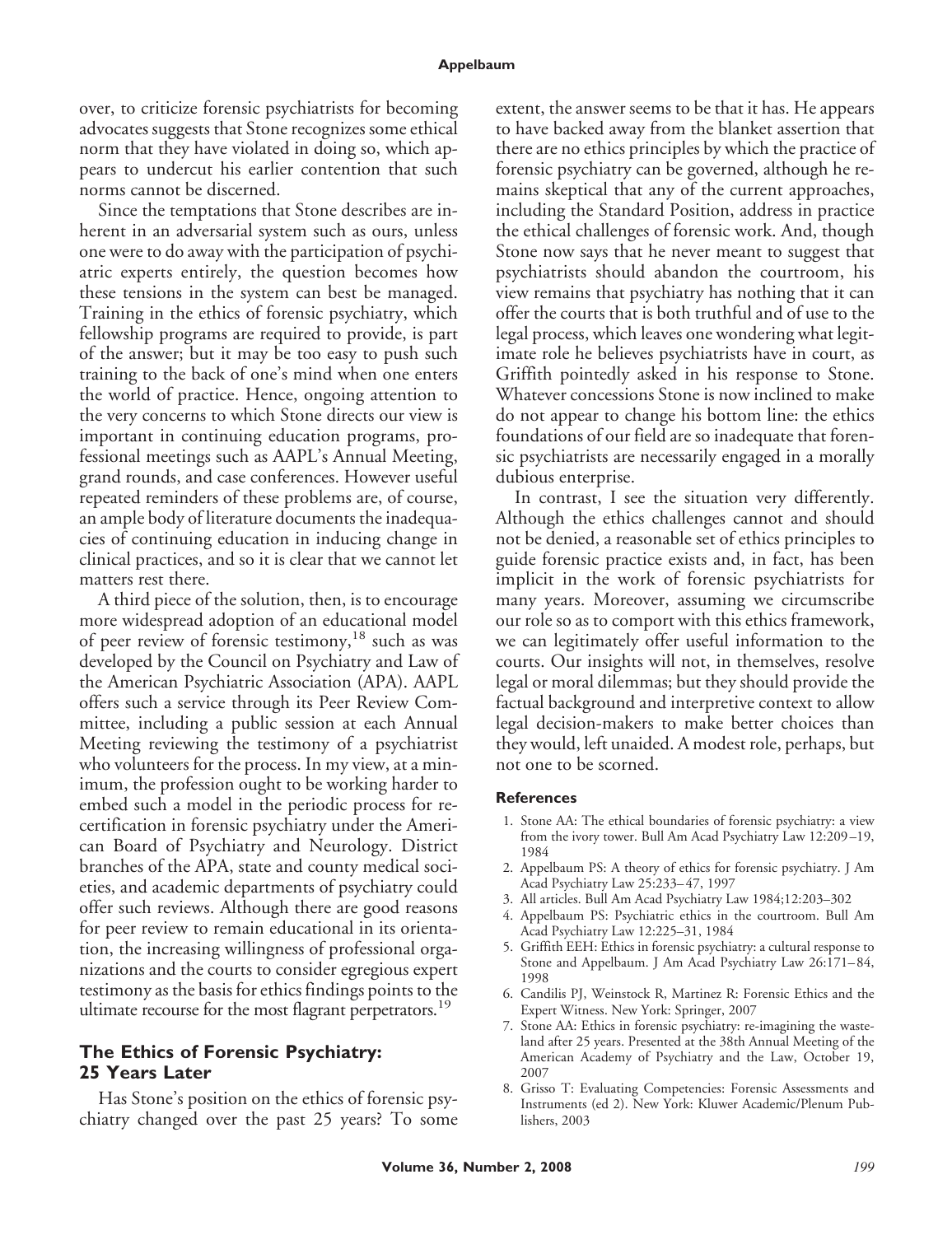over, to criticize forensic psychiatrists for becoming advocates suggests that Stone recognizes some ethical norm that they have violated in doing so, which appears to undercut his earlier contention that such norms cannot be discerned.

Since the temptations that Stone describes are inherent in an adversarial system such as ours, unless one were to do away with the participation of psychiatric experts entirely, the question becomes how these tensions in the system can best be managed. Training in the ethics of forensic psychiatry, which fellowship programs are required to provide, is part of the answer; but it may be too easy to push such training to the back of one's mind when one enters the world of practice. Hence, ongoing attention to the very concerns to which Stone directs our view is important in continuing education programs, professional meetings such as AAPL's Annual Meeting, grand rounds, and case conferences. However useful repeated reminders of these problems are, of course, an ample body of literature documents the inadequacies of continuing education in inducing change in clinical practices, and so it is clear that we cannot let matters rest there.

A third piece of the solution, then, is to encourage more widespread adoption of an educational model of peer review of forensic testimony,[18] such as was developed by the Council on Psychiatry and Law of the American Psychiatric Association (APA). AAPL offers such a service through its Peer Review Committee, including a public session at each Annual Meeting reviewing the testimony of a psychiatrist who volunteers for the process. In my view, at a minimum, the profession ought to be working harder to embed such a model in the periodic process for recertification in forensic psychiatry under the American Board of Psychiatry and Neurology. District branches of the APA, state and county medical societies, and academic departments of psychiatry could offer such reviews. Although there are good reasons for peer review to remain educational in its orientation, the increasing willingness of professional organizations and the courts to consider egregious expert testimony as the basis for ethics findings points to the ultimate recourse for the most flagrant perpetrators.[19]

## The Ethics of Forensic Psychiatry: 25 Years Later

Has Stone's position on the ethics of forensic psychiatry changed over the past 25 years? To some extent, the answer seems to be that it has. He appears to have backed away from the blanket assertion that there are no ethics principles by which the practice of forensic psychiatry can be governed, although he remains skeptical that any of the current approaches, including the Standard Position, address in practice the ethical challenges of forensic work. And, though Stone now says that he never meant to suggest that psychiatrists should abandon the courtroom, his view remains that psychiatry has nothing that it can offer the courts that is both truthful and of use to the legal process, which leaves one wondering what legitimate role he believes psychiatrists have in court, as Griffith pointedly asked in his response to Stone. Whatever concessions Stone is now inclined to make do not appear to change his bottom line: the ethics foundations of our field are so inadequate that forensic psychiatrists are necessarily engaged in a morally dubious enterprise.

In contrast, I see the situation very differently. Although the ethics challenges cannot and should not be denied, a reasonable set of ethics principles to guide forensic practice exists and, in fact, has been implicit in the work of forensic psychiatrists for many years. Moreover, assuming we circumscribe our role so as to comport with this ethics framework, we can legitimately offer useful information to the courts. Our insights will not, in themselves, resolve legal or moral dilemmas; but they should provide the factual background and interpretive context to allow legal decision-makers to make better choices than they would, left unaided. A modest role, perhaps, but not one to be scorned.

### References

1. Stone AA: The ethical boundaries of forensic psychiatry: a view from the ivory tower. Bull Am Acad Psychiatry Law 12:209–19, 1984
2. Appelbaum PS: A theory of ethics for forensic psychiatry. J Am Acad Psychiatry Law 25:233–47, 1997
3. All articles. Bull Am Acad Psychiatry Law 1984;12:203–302
4. Appelbaum PS: Psychiatric ethics in the courtroom. Bull Am Acad Psychiatry Law 12:225–31, 1984
5. Griffith EEH: Ethics in forensic psychiatry: a cultural response to Stone and Appelbaum. J Am Acad Psychiatry Law 26:171–84, 1998
6. Candilis PJ, Weinstock R, Martinez R: Forensic Ethics and the Expert Witness. New York: Springer, 2007
7. Stone AA: Ethics in forensic psychiatry: re-imagining the wasteland after 25 years. Presented at the 38th Annual Meeting of the American Academy of Psychiatry and the Law, October 19, 2007
8. Grisso T: Evaluating Competencies: Forensic Assessments and Instruments (ed 2). New York: Kluwer Academic/Plenum Publishers, 2003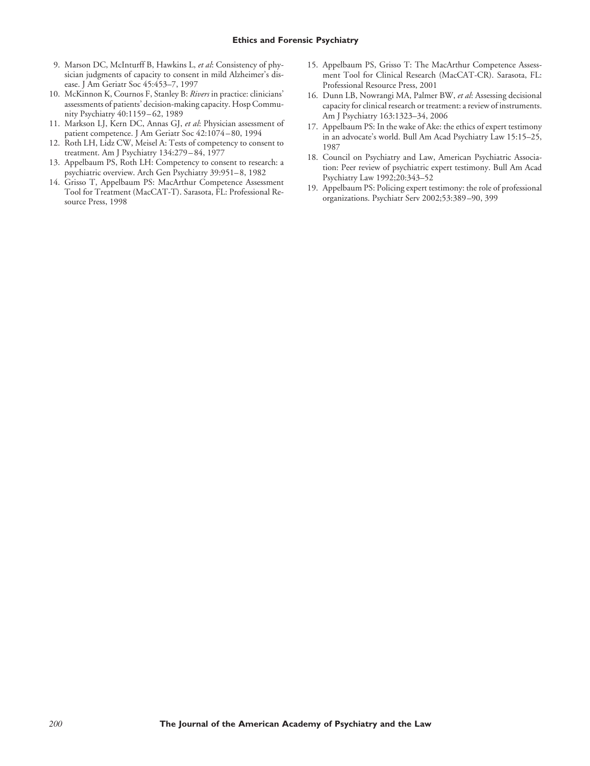9. Marson DC, McInturff B, Hawkins L, *et al*: Consistency of physician judgments of capacity to consent in mild Alzheimer's disease. J Am Geriatr Soc 45:453–7, 1997
10. McKinnon K, Cournos F, Stanley B: *Rivers* in practice: clinicians' assessments of patients' decision-making capacity. Hosp Community Psychiatry 40:1159–62, 1989
11. Markson LJ, Kern DC, Annas GJ, *et al*: Physician assessment of patient competence. J Am Geriatr Soc 42:1074–80, 1994
12. Roth LH, Lidz CW, Meisel A: Tests of competency to consent to treatment. Am J Psychiatry 134:279–84, 1977
13. Appelbaum PS, Roth LH: Competency to consent to research: a psychiatric overview. Arch Gen Psychiatry 39:951–8, 1982
14. Grisso T, Appelbaum PS: MacArthur Competence Assessment Tool for Treatment (MacCAT-T). Sarasota, FL: Professional Resource Press, 1998
15. Appelbaum PS, Grisso T: The MacArthur Competence Assessment Tool for Clinical Research (MacCAT-CR). Sarasota, FL: Professional Resource Press, 2001
16. Dunn LB, Nowrangi MA, Palmer BW, *et al*: Assessing decisional capacity for clinical research or treatment: a review of instruments. Am J Psychiatry 163:1323–34, 2006
17. Appelbaum PS: In the wake of Ake: the ethics of expert testimony in an advocate's world. Bull Am Acad Psychiatry Law 15:15–25, 1987
18. Council on Psychiatry and Law, American Psychiatric Association: Peer review of psychiatric expert testimony. Bull Am Acad Psychiatry Law 1992;20:343–52
19. Appelbaum PS: Policing expert testimony: the role of professional organizations. Psychiatr Serv 2002;53:389–90, 399